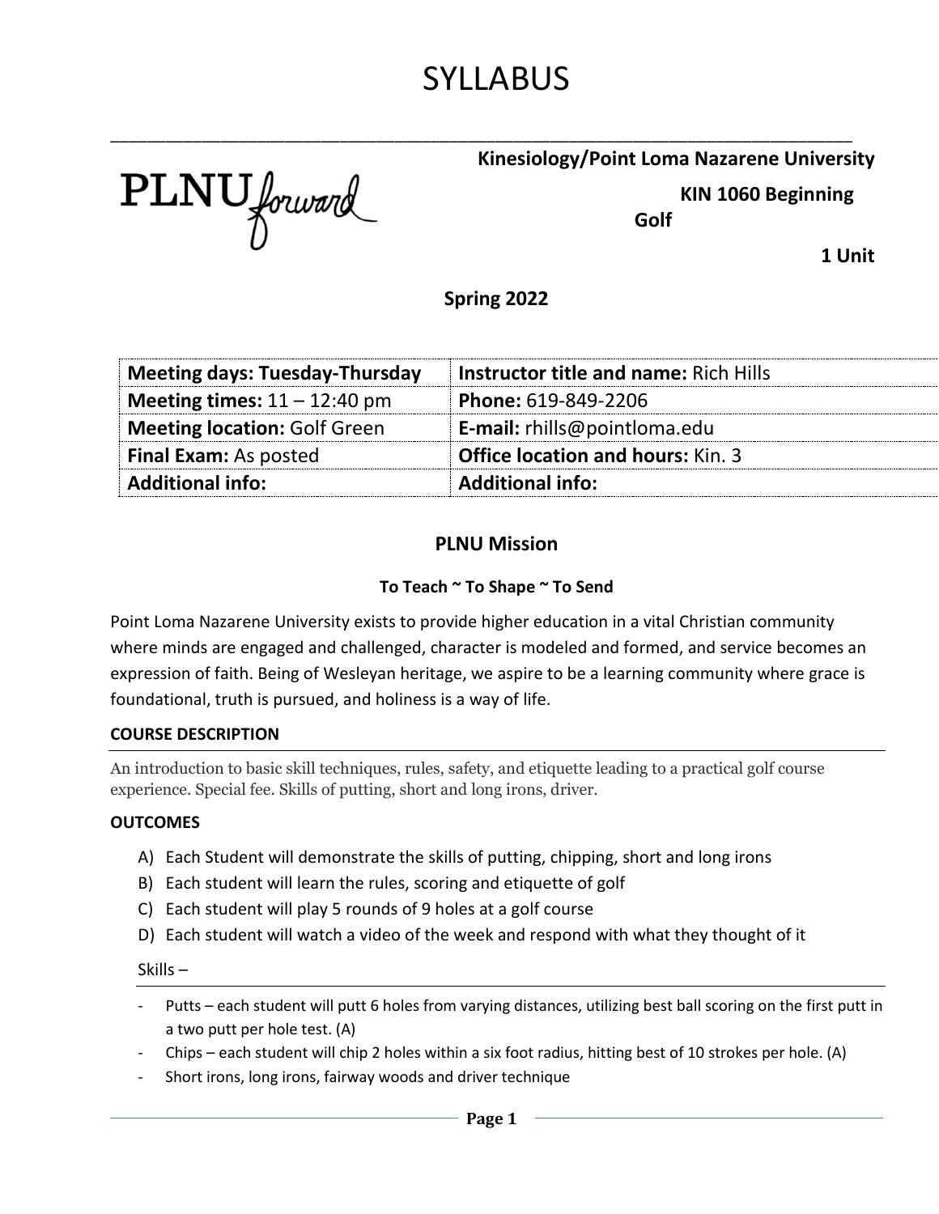# SYLLABUS

**Kinesiology/Point Loma Nazarene University**

**KIN 1060 Beginning Golf**

**1 Unit**

**Spring 2022**

| **Meeting days: Tuesday-Thursday** | **Instructor title and name:** Rich Hills |
|---|---|
| **Meeting times:** 11 – 12:40 pm | **Phone:** 619-849-2206 |
| **Meeting location:** Golf Green | **E-mail:** rhills@pointloma.edu |
| **Final Exam:** As posted | **Office location and hours:** Kin. 3 |
| **Additional info:** | **Additional info:** |

## PLNU Mission

### To Teach ~ To Shape ~ To Send

Point Loma Nazarene University exists to provide higher education in a vital Christian community where minds are engaged and challenged, character is modeled and formed, and service becomes an expression of faith. Being of Wesleyan heritage, we aspire to be a learning community where grace is foundational, truth is pursued, and holiness is a way of life.

### COURSE DESCRIPTION

An introduction to basic skill techniques, rules, safety, and etiquette leading to a practical golf course experience. Special fee. Skills of putting, short and long irons, driver.

### OUTCOMES

A) Each Student will demonstrate the skills of putting, chipping, short and long irons
B) Each student will learn the rules, scoring and etiquette of golf
C) Each student will play 5 rounds of 9 holes at a golf course
D) Each student will watch a video of the week and respond with what they thought of it

Skills –

- Putts – each student will putt 6 holes from varying distances, utilizing best ball scoring on the first putt in a two putt per hole test. (A)
- Chips – each student will chip 2 holes within a six foot radius, hitting best of 10 strokes per hole. (A)
- Short irons, long irons, fairway woods and driver technique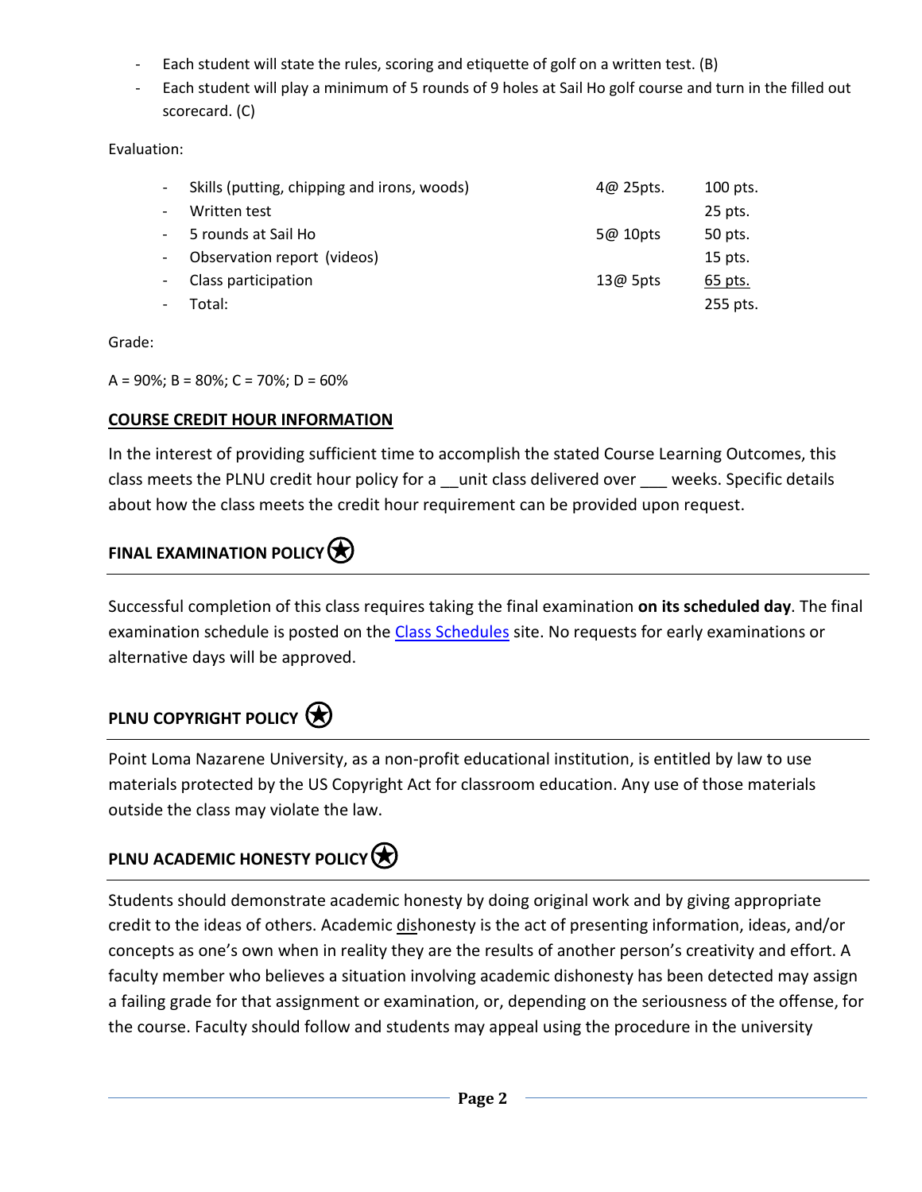- Each student will state the rules, scoring and etiquette of golf on a written test. (B)
- Each student will play a minimum of 5 rounds of 9 holes at Sail Ho golf course and turn in the filled out scorecard. (C)

Evaluation:

| | | |
|---|---|---|
| - Skills (putting, chipping and irons, woods) | 4@ 25pts. | 100 pts. |
| - Written test | | 25 pts. |
| - 5 rounds at Sail Ho | 5@ 10pts | 50 pts. |
| - Observation report (videos) | | 15 pts. |
| - Class participation | 13@ 5pts | 65 pts. |
| - Total: | | 255 pts. |

Grade:

A = 90%; B = 80%; C = 70%; D = 60%

## COURSE CREDIT HOUR INFORMATION

In the interest of providing sufficient time to accomplish the stated Course Learning Outcomes, this class meets the PLNU credit hour policy for a __unit class delivered over ___ weeks. Specific details about how the class meets the credit hour requirement can be provided upon request.

## FINAL EXAMINATION POLICY

Successful completion of this class requires taking the final examination **on its scheduled day**. The final examination schedule is posted on the Class Schedules site. No requests for early examinations or alternative days will be approved.

## PLNU COPYRIGHT POLICY

Point Loma Nazarene University, as a non-profit educational institution, is entitled by law to use materials protected by the US Copyright Act for classroom education. Any use of those materials outside the class may violate the law.

## PLNU ACADEMIC HONESTY POLICY

Students should demonstrate academic honesty by doing original work and by giving appropriate credit to the ideas of others. Academic dishonesty is the act of presenting information, ideas, and/or concepts as one's own when in reality they are the results of another person's creativity and effort. A faculty member who believes a situation involving academic dishonesty has been detected may assign a failing grade for that assignment or examination, or, depending on the seriousness of the offense, for the course. Faculty should follow and students may appeal using the procedure in the university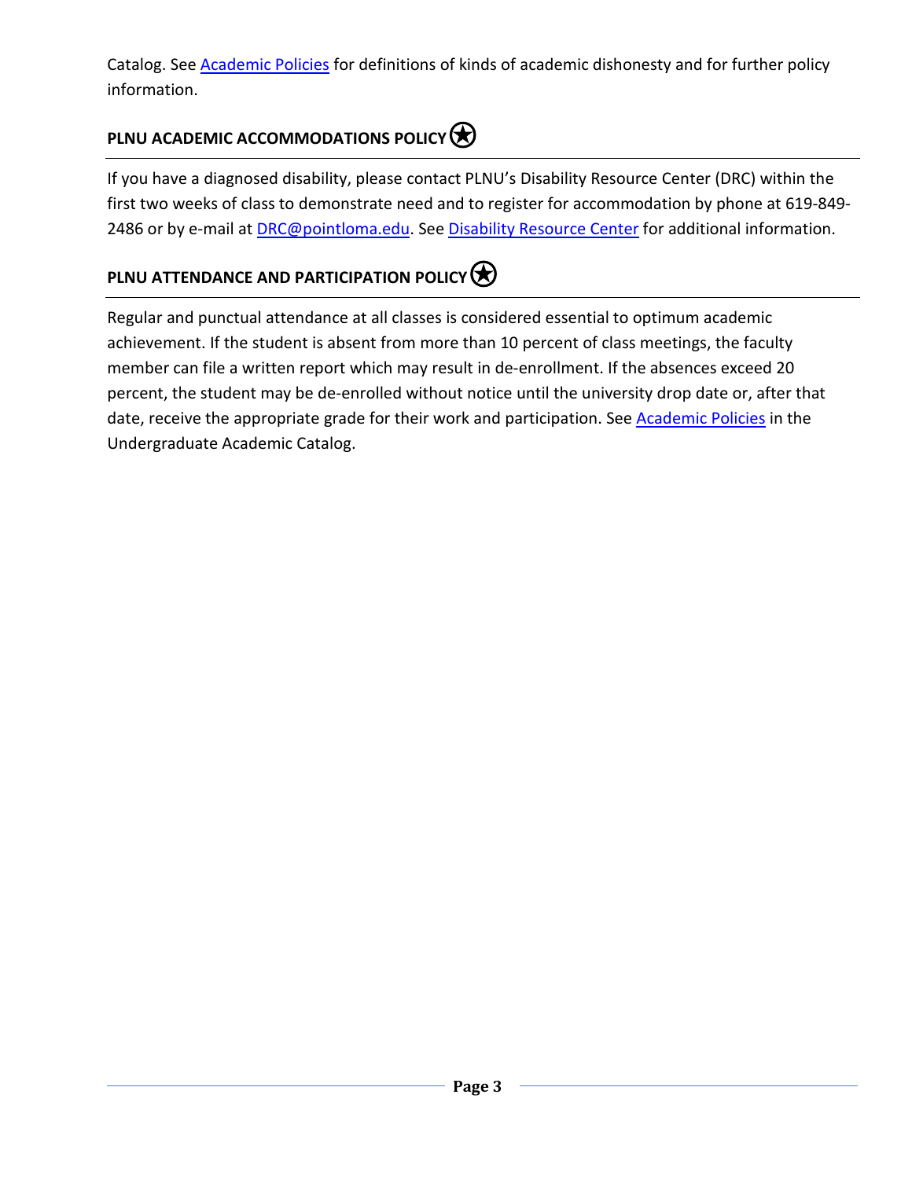Catalog. See Academic Policies for definitions of kinds of academic dishonesty and for further policy information.

## PLNU ACADEMIC ACCOMMODATIONS POLICY

If you have a diagnosed disability, please contact PLNU's Disability Resource Center (DRC) within the first two weeks of class to demonstrate need and to register for accommodation by phone at 619-849-2486 or by e-mail at DRC@pointloma.edu. See Disability Resource Center for additional information.

## PLNU ATTENDANCE AND PARTICIPATION POLICY

Regular and punctual attendance at all classes is considered essential to optimum academic achievement. If the student is absent from more than 10 percent of class meetings, the faculty member can file a written report which may result in de-enrollment. If the absences exceed 20 percent, the student may be de-enrolled without notice until the university drop date or, after that date, receive the appropriate grade for their work and participation. See Academic Policies in the Undergraduate Academic Catalog.